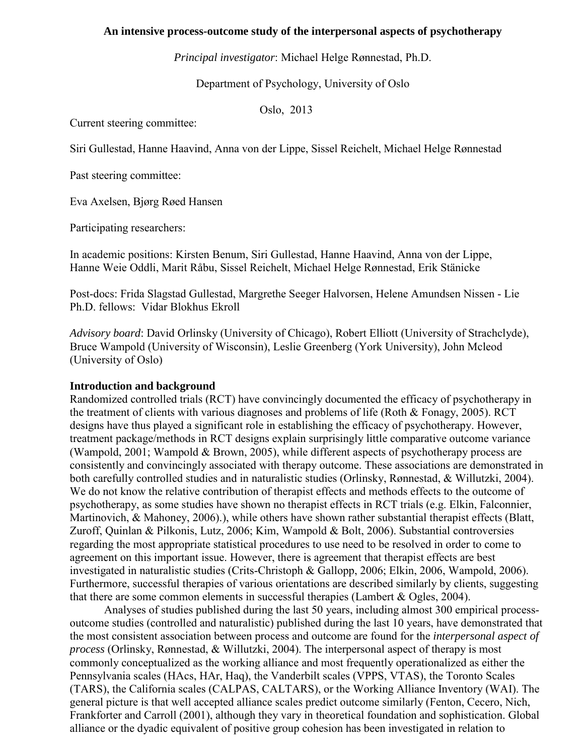**An intensive process-outcome study of the interpersonal aspects of psychotherapy**

*Principal investigator*: Michael Helge Rønnestad, Ph.D.

Department of Psychology, University of Oslo

Oslo, 2013

Current steering committee:

Siri Gullestad, Hanne Haavind, Anna von der Lippe, Sissel Reichelt, Michael Helge Rønnestad

Past steering committee:

Eva Axelsen, Bjørg Røed Hansen

Participating researchers:

In academic positions: Kirsten Benum, Siri Gullestad, Hanne Haavind, Anna von der Lippe, Hanne Weie Oddli, Marit Råbu, Sissel Reichelt, Michael Helge Rønnestad, Erik Stänicke

Post-docs: Frida Slagstad Gullestad, Margrethe Seeger Halvorsen, Helene Amundsen Nissen - Lie
Ph.D. fellows: Vidar Blokhus Ekroll

*Advisory board*: David Orlinsky (University of Chicago), Robert Elliott (University of Strachclyde), Bruce Wampold (University of Wisconsin), Leslie Greenberg (York University), John Mcleod (University of Oslo)

## Introduction and background

Randomized controlled trials (RCT) have convincingly documented the efficacy of psychotherapy in the treatment of clients with various diagnoses and problems of life (Roth & Fonagy, 2005). RCT designs have thus played a significant role in establishing the efficacy of psychotherapy. However, treatment package/methods in RCT designs explain surprisingly little comparative outcome variance (Wampold, 2001; Wampold & Brown, 2005), while different aspects of psychotherapy process are consistently and convincingly associated with therapy outcome. These associations are demonstrated in both carefully controlled studies and in naturalistic studies (Orlinsky, Rønnestad, & Willutzki, 2004). We do not know the relative contribution of therapist effects and methods effects to the outcome of psychotherapy, as some studies have shown no therapist effects in RCT trials (e.g. Elkin, Falconnier, Martinovich, & Mahoney, 2006).), while others have shown rather substantial therapist effects (Blatt, Zuroff, Quinlan & Pilkonis, Lutz, 2006; Kim, Wampold & Bolt, 2006). Substantial controversies regarding the most appropriate statistical procedures to use need to be resolved in order to come to agreement on this important issue. However, there is agreement that therapist effects are best investigated in naturalistic studies (Crits-Christoph & Gallopp, 2006; Elkin, 2006, Wampold, 2006). Furthermore, successful therapies of various orientations are described similarly by clients, suggesting that there are some common elements in successful therapies (Lambert & Ogles, 2004).

Analyses of studies published during the last 50 years, including almost 300 empirical process-outcome studies (controlled and naturalistic) published during the last 10 years, have demonstrated that the most consistent association between process and outcome are found for the *interpersonal aspect of process* (Orlinsky, Rønnestad, & Willutzki, 2004). The interpersonal aspect of therapy is most commonly conceptualized as the working alliance and most frequently operationalized as either the Pennsylvania scales (HAcs, HAr, Haq), the Vanderbilt scales (VPPS, VTAS), the Toronto Scales (TARS), the California scales (CALPAS, CALTARS), or the Working Alliance Inventory (WAI). The general picture is that well accepted alliance scales predict outcome similarly (Fenton, Cecero, Nich, Frankforter and Carroll (2001), although they vary in theoretical foundation and sophistication. Global alliance or the dyadic equivalent of positive group cohesion has been investigated in relation to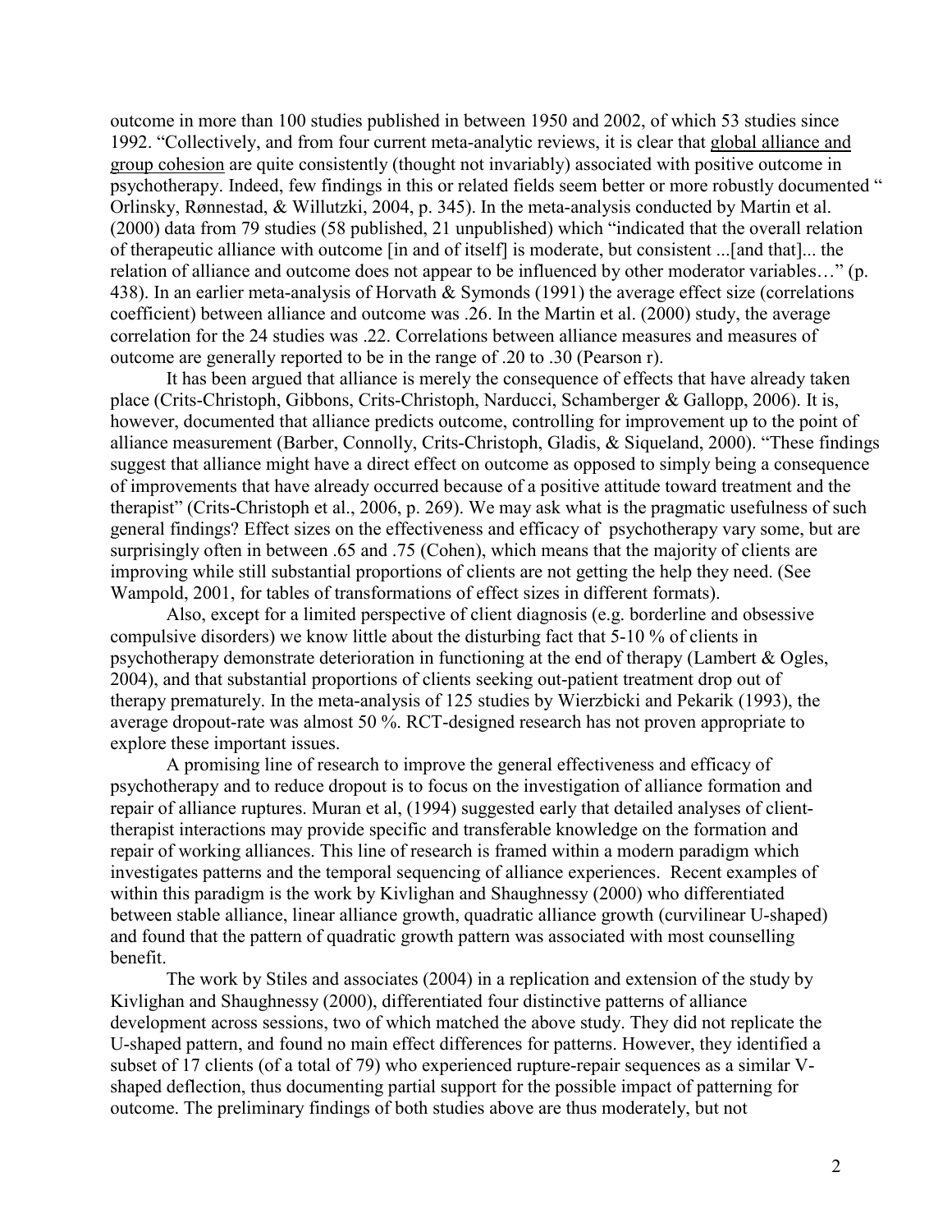outcome in more than 100 studies published in between 1950 and 2002, of which 53 studies since 1992. "Collectively, and from four current meta-analytic reviews, it is clear that global alliance and group cohesion are quite consistently (thought not invariably) associated with positive outcome in psychotherapy. Indeed, few findings in this or related fields seem better or more robustly documented " Orlinsky, Rønnestad, & Willutzki, 2004, p. 345). In the meta-analysis conducted by Martin et al. (2000) data from 79 studies (58 published, 21 unpublished) which "indicated that the overall relation of therapeutic alliance with outcome [in and of itself] is moderate, but consistent ...[and that]... the relation of alliance and outcome does not appear to be influenced by other moderator variables…" (p. 438). In an earlier meta-analysis of Horvath & Symonds (1991) the average effect size (correlations coefficient) between alliance and outcome was .26. In the Martin et al. (2000) study, the average correlation for the 24 studies was .22. Correlations between alliance measures and measures of outcome are generally reported to be in the range of .20 to .30 (Pearson r).

It has been argued that alliance is merely the consequence of effects that have already taken place (Crits-Christoph, Gibbons, Crits-Christoph, Narducci, Schamberger & Gallopp, 2006). It is, however, documented that alliance predicts outcome, controlling for improvement up to the point of alliance measurement (Barber, Connolly, Crits-Christoph, Gladis, & Siqueland, 2000). "These findings suggest that alliance might have a direct effect on outcome as opposed to simply being a consequence of improvements that have already occurred because of a positive attitude toward treatment and the therapist" (Crits-Christoph et al., 2006, p. 269). We may ask what is the pragmatic usefulness of such general findings? Effect sizes on the effectiveness and efficacy of psychotherapy vary some, but are surprisingly often in between .65 and .75 (Cohen), which means that the majority of clients are improving while still substantial proportions of clients are not getting the help they need. (See Wampold, 2001, for tables of transformations of effect sizes in different formats).

Also, except for a limited perspective of client diagnosis (e.g. borderline and obsessive compulsive disorders) we know little about the disturbing fact that 5-10 % of clients in psychotherapy demonstrate deterioration in functioning at the end of therapy (Lambert & Ogles, 2004), and that substantial proportions of clients seeking out-patient treatment drop out of therapy prematurely. In the meta-analysis of 125 studies by Wierzbicki and Pekarik (1993), the average dropout-rate was almost 50 %. RCT-designed research has not proven appropriate to explore these important issues.

A promising line of research to improve the general effectiveness and efficacy of psychotherapy and to reduce dropout is to focus on the investigation of alliance formation and repair of alliance ruptures. Muran et al, (1994) suggested early that detailed analyses of client-therapist interactions may provide specific and transferable knowledge on the formation and repair of working alliances. This line of research is framed within a modern paradigm which investigates patterns and the temporal sequencing of alliance experiences. Recent examples of within this paradigm is the work by Kivlighan and Shaughnessy (2000) who differentiated between stable alliance, linear alliance growth, quadratic alliance growth (curvilinear U-shaped) and found that the pattern of quadratic growth pattern was associated with most counselling benefit.

The work by Stiles and associates (2004) in a replication and extension of the study by Kivlighan and Shaughnessy (2000), differentiated four distinctive patterns of alliance development across sessions, two of which matched the above study. They did not replicate the U-shaped pattern, and found no main effect differences for patterns. However, they identified a subset of 17 clients (of a total of 79) who experienced rupture-repair sequences as a similar V-shaped deflection, thus documenting partial support for the possible impact of patterning for outcome. The preliminary findings of both studies above are thus moderately, but not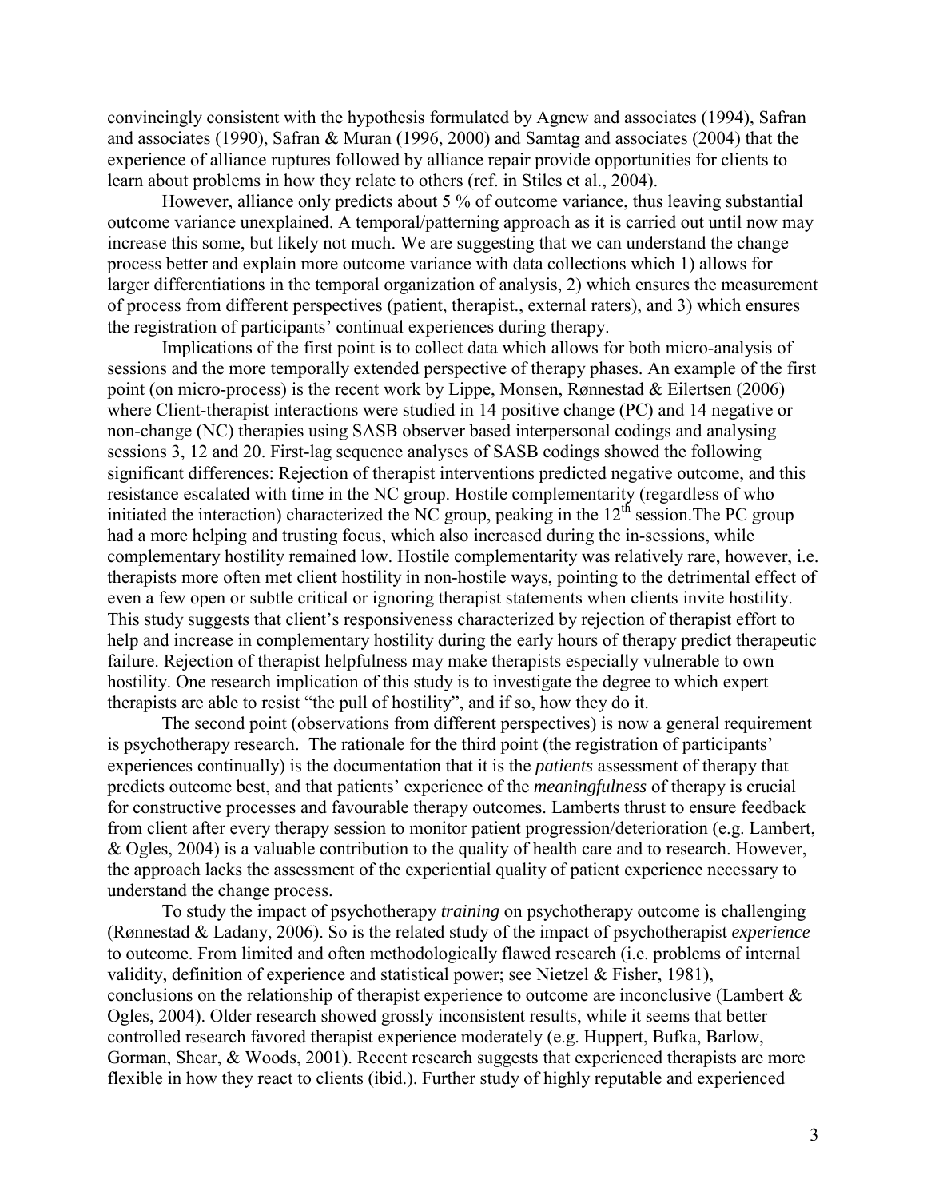convincingly consistent with the hypothesis formulated by Agnew and associates (1994), Safran and associates (1990), Safran & Muran (1996, 2000) and Samtag and associates (2004) that the experience of alliance ruptures followed by alliance repair provide opportunities for clients to learn about problems in how they relate to others (ref. in Stiles et al., 2004).

However, alliance only predicts about 5 % of outcome variance, thus leaving substantial outcome variance unexplained. A temporal/patterning approach as it is carried out until now may increase this some, but likely not much. We are suggesting that we can understand the change process better and explain more outcome variance with data collections which 1) allows for larger differentiations in the temporal organization of analysis, 2) which ensures the measurement of process from different perspectives (patient, therapist., external raters), and 3) which ensures the registration of participants' continual experiences during therapy.

Implications of the first point is to collect data which allows for both micro-analysis of sessions and the more temporally extended perspective of therapy phases. An example of the first point (on micro-process) is the recent work by Lippe, Monsen, Rønnestad & Eilertsen (2006) where Client-therapist interactions were studied in 14 positive change (PC) and 14 negative or non-change (NC) therapies using SASB observer based interpersonal codings and analysing sessions 3, 12 and 20. First-lag sequence analyses of SASB codings showed the following significant differences: Rejection of therapist interventions predicted negative outcome, and this resistance escalated with time in the NC group. Hostile complementarity (regardless of who initiated the interaction) characterized the NC group, peaking in the 12th session.The PC group had a more helping and trusting focus, which also increased during the in-sessions, while complementary hostility remained low. Hostile complementarity was relatively rare, however, i.e. therapists more often met client hostility in non-hostile ways, pointing to the detrimental effect of even a few open or subtle critical or ignoring therapist statements when clients invite hostility. This study suggests that client's responsiveness characterized by rejection of therapist effort to help and increase in complementary hostility during the early hours of therapy predict therapeutic failure. Rejection of therapist helpfulness may make therapists especially vulnerable to own hostility. One research implication of this study is to investigate the degree to which expert therapists are able to resist "the pull of hostility", and if so, how they do it.

The second point (observations from different perspectives) is now a general requirement is psychotherapy research. The rationale for the third point (the registration of participants' experiences continually) is the documentation that it is the *patients* assessment of therapy that predicts outcome best, and that patients' experience of the *meaningfulness* of therapy is crucial for constructive processes and favourable therapy outcomes. Lamberts thrust to ensure feedback from client after every therapy session to monitor patient progression/deterioration (e.g. Lambert, & Ogles, 2004) is a valuable contribution to the quality of health care and to research. However, the approach lacks the assessment of the experiential quality of patient experience necessary to understand the change process.

To study the impact of psychotherapy *training* on psychotherapy outcome is challenging (Rønnestad & Ladany, 2006). So is the related study of the impact of psychotherapist *experience* to outcome. From limited and often methodologically flawed research (i.e. problems of internal validity, definition of experience and statistical power; see Nietzel & Fisher, 1981), conclusions on the relationship of therapist experience to outcome are inconclusive (Lambert & Ogles, 2004). Older research showed grossly inconsistent results, while it seems that better controlled research favored therapist experience moderately (e.g. Huppert, Bufka, Barlow, Gorman, Shear, & Woods, 2001). Recent research suggests that experienced therapists are more flexible in how they react to clients (ibid.). Further study of highly reputable and experienced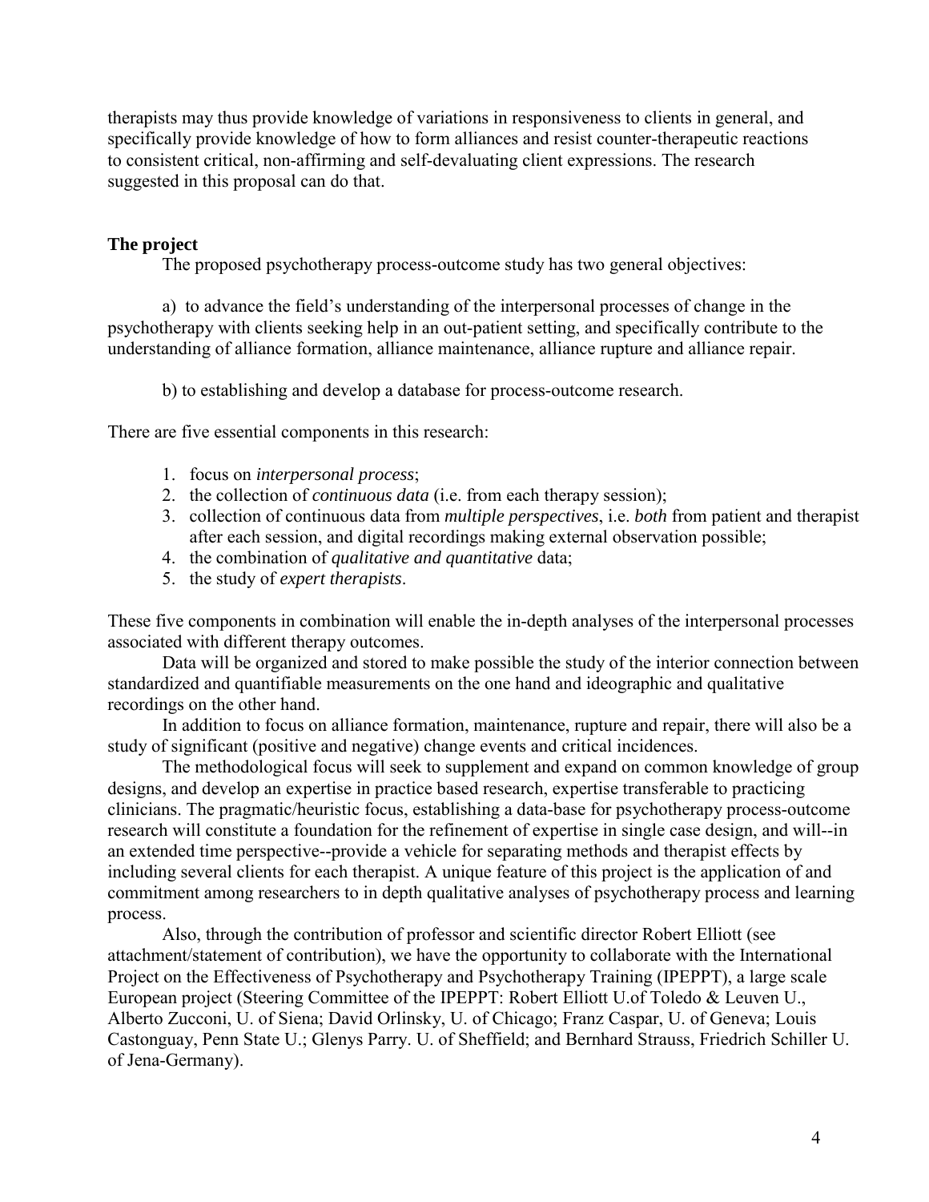therapists may thus provide knowledge of variations in responsiveness to clients in general, and specifically provide knowledge of how to form alliances and resist counter-therapeutic reactions to consistent critical, non-affirming and self-devaluating client expressions. The research suggested in this proposal can do that.

## The project

The proposed psychotherapy process-outcome study has two general objectives:

a) to advance the field's understanding of the interpersonal processes of change in the psychotherapy with clients seeking help in an out-patient setting, and specifically contribute to the understanding of alliance formation, alliance maintenance, alliance rupture and alliance repair.

b) to establishing and develop a database for process-outcome research.

There are five essential components in this research:

1. focus on *interpersonal process*;
2. the collection of *continuous data* (i.e. from each therapy session);
3. collection of continuous data from *multiple perspectives*, i.e. *both* from patient and therapist after each session, and digital recordings making external observation possible;
4. the combination of *qualitative and quantitative* data;
5. the study of *expert therapists*.

These five components in combination will enable the in-depth analyses of the interpersonal processes associated with different therapy outcomes.

Data will be organized and stored to make possible the study of the interior connection between standardized and quantifiable measurements on the one hand and ideographic and qualitative recordings on the other hand.

In addition to focus on alliance formation, maintenance, rupture and repair, there will also be a study of significant (positive and negative) change events and critical incidences.

The methodological focus will seek to supplement and expand on common knowledge of group designs, and develop an expertise in practice based research, expertise transferable to practicing clinicians. The pragmatic/heuristic focus, establishing a data-base for psychotherapy process-outcome research will constitute a foundation for the refinement of expertise in single case design, and will--in an extended time perspective--provide a vehicle for separating methods and therapist effects by including several clients for each therapist. A unique feature of this project is the application of and commitment among researchers to in depth qualitative analyses of psychotherapy process and learning process.

Also, through the contribution of professor and scientific director Robert Elliott (see attachment/statement of contribution), we have the opportunity to collaborate with the International Project on the Effectiveness of Psychotherapy and Psychotherapy Training (IPEPPT), a large scale European project (Steering Committee of the IPEPPT: Robert Elliott U.of Toledo & Leuven U., Alberto Zucconi, U. of Siena; David Orlinsky, U. of Chicago; Franz Caspar, U. of Geneva; Louis Castonguay, Penn State U.; Glenys Parry. U. of Sheffield; and Bernhard Strauss, Friedrich Schiller U. of Jena-Germany).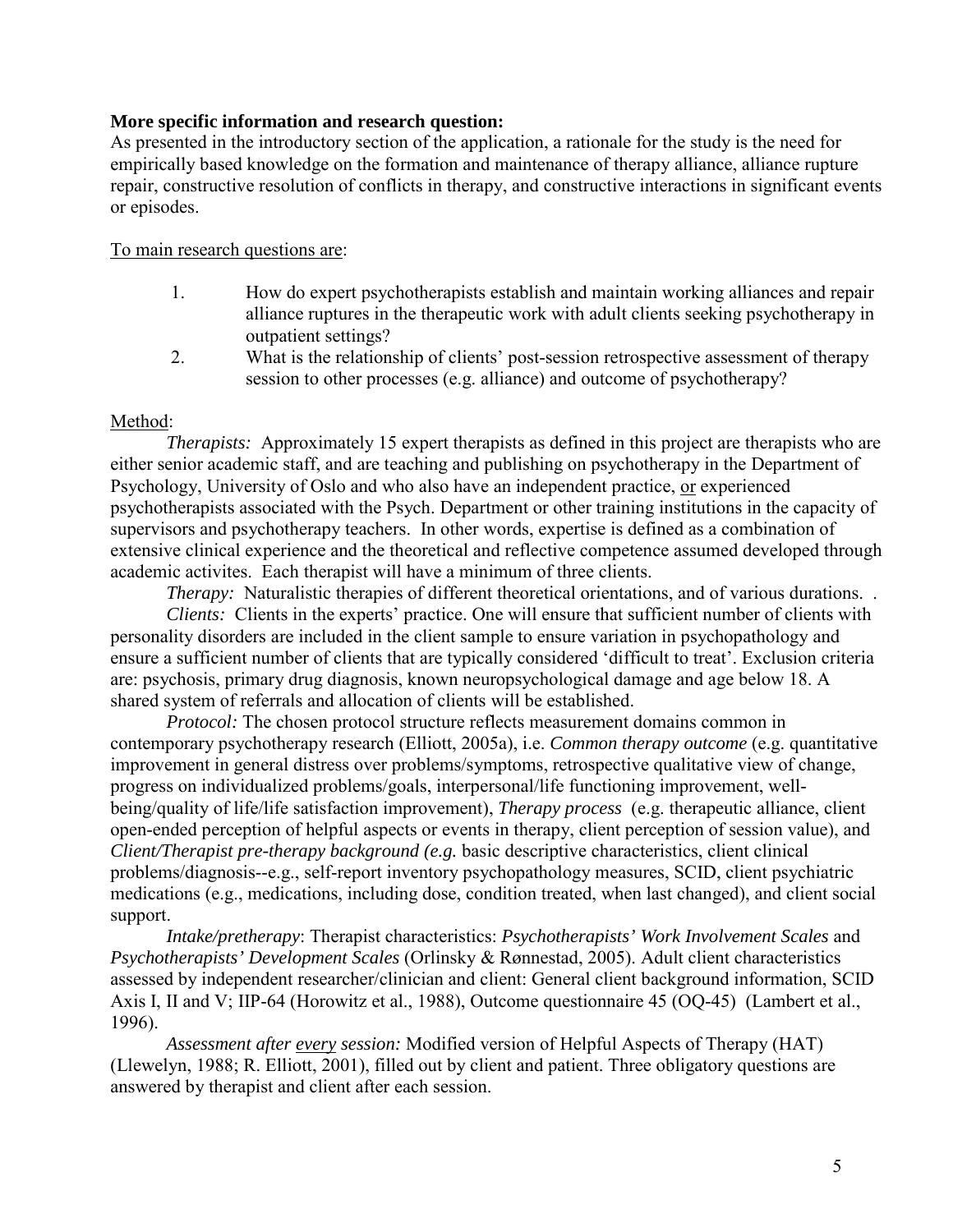**More specific information and research question:**

As presented in the introductory section of the application, a rationale for the study is the need for empirically based knowledge on the formation and maintenance of therapy alliance, alliance rupture repair, constructive resolution of conflicts in therapy, and constructive interactions in significant events or episodes.

<u>To main research questions are</u>:

1. How do expert psychotherapists establish and maintain working alliances and repair alliance ruptures in the therapeutic work with adult clients seeking psychotherapy in outpatient settings?
2. What is the relationship of clients' post-session retrospective assessment of therapy session to other processes (e.g. alliance) and outcome of psychotherapy?

<u>Method</u>:

*Therapists:* Approximately 15 expert therapists as defined in this project are therapists who are either senior academic staff, and are teaching and publishing on psychotherapy in the Department of Psychology, University of Oslo and who also have an independent practice, <u>or</u> experienced psychotherapists associated with the Psych. Department or other training institutions in the capacity of supervisors and psychotherapy teachers. In other words, expertise is defined as a combination of extensive clinical experience and the theoretical and reflective competence assumed developed through academic activites. Each therapist will have a minimum of three clients.

*Therapy:* Naturalistic therapies of different theoretical orientations, and of various durations. .

*Clients:* Clients in the experts' practice. One will ensure that sufficient number of clients with personality disorders are included in the client sample to ensure variation in psychopathology and ensure a sufficient number of clients that are typically considered 'difficult to treat'. Exclusion criteria are: psychosis, primary drug diagnosis, known neuropsychological damage and age below 18. A shared system of referrals and allocation of clients will be established.

*Protocol:* The chosen protocol structure reflects measurement domains common in contemporary psychotherapy research (Elliott, 2005a), i.e. *Common therapy outcome* (e.g. quantitative improvement in general distress over problems/symptoms, retrospective qualitative view of change, progress on individualized problems/goals, interpersonal/life functioning improvement, well-being/quality of life/life satisfaction improvement), *Therapy process* (e.g. therapeutic alliance, client open-ended perception of helpful aspects or events in therapy, client perception of session value), and *Client/Therapist pre-therapy background (e.g.* basic descriptive characteristics, client clinical problems/diagnosis--e.g., self-report inventory psychopathology measures, SCID, client psychiatric medications (e.g., medications, including dose, condition treated, when last changed), and client social support.

*Intake/pretherapy*: Therapist characteristics: *Psychotherapists' Work Involvement Scales* and *Psychotherapists' Development Scales* (Orlinsky & Rønnestad, 2005). Adult client characteristics assessed by independent researcher/clinician and client: General client background information, SCID Axis I, II and V; IIP-64 (Horowitz et al., 1988), Outcome questionnaire 45 (OQ-45) (Lambert et al., 1996).

*Assessment after <u>every</u> session:* Modified version of Helpful Aspects of Therapy (HAT) (Llewelyn, 1988; R. Elliott, 2001), filled out by client and patient. Three obligatory questions are answered by therapist and client after each session.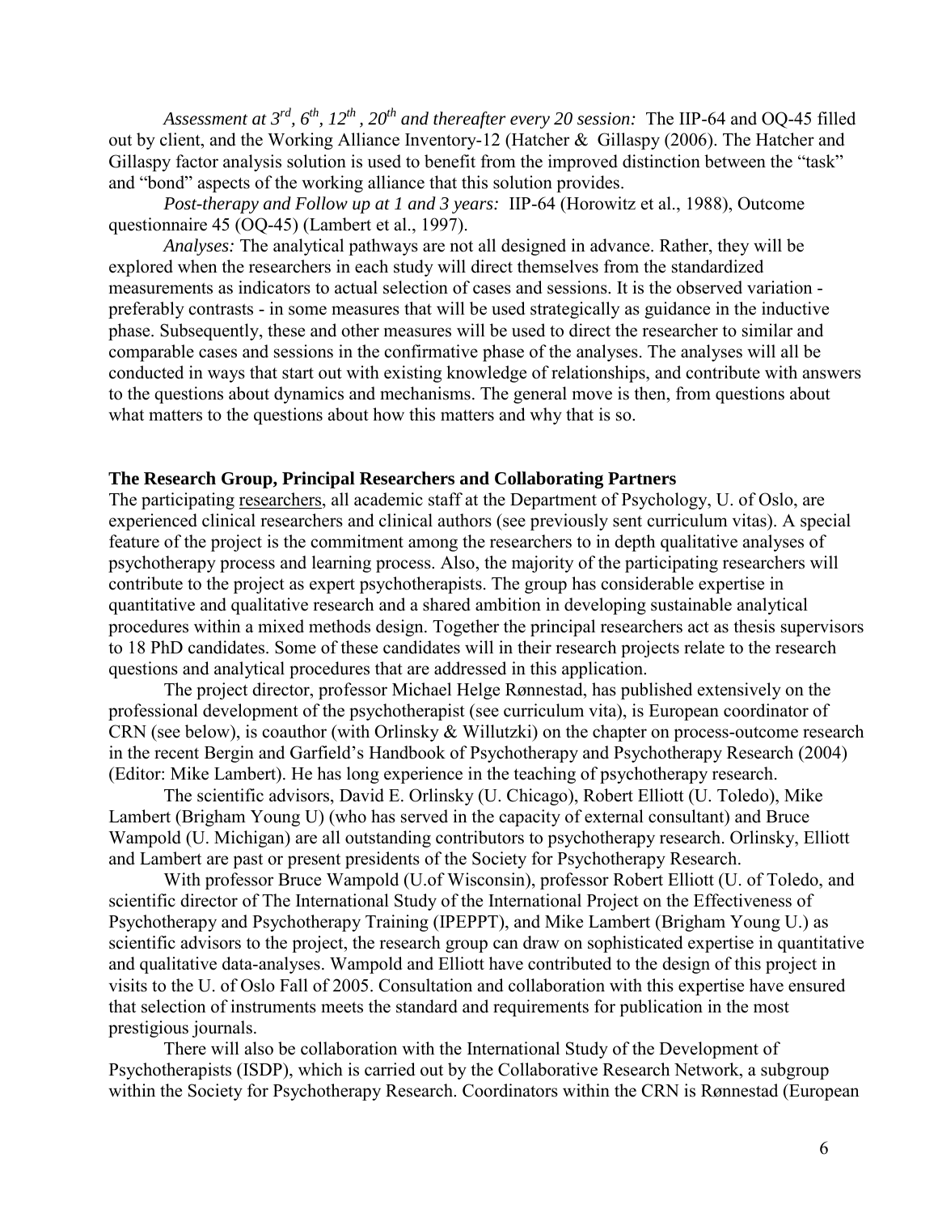*Assessment at 3rd, 6th, 12th, 20th and thereafter every 20 session:* The IIP-64 and OQ-45 filled out by client, and the Working Alliance Inventory-12 (Hatcher & Gillaspy (2006). The Hatcher and Gillaspy factor analysis solution is used to benefit from the improved distinction between the "task" and "bond" aspects of the working alliance that this solution provides.

*Post-therapy and Follow up at 1 and 3 years:* IIP-64 (Horowitz et al., 1988), Outcome questionnaire 45 (OQ-45) (Lambert et al., 1997).

*Analyses:* The analytical pathways are not all designed in advance. Rather, they will be explored when the researchers in each study will direct themselves from the standardized measurements as indicators to actual selection of cases and sessions. It is the observed variation - preferably contrasts - in some measures that will be used strategically as guidance in the inductive phase. Subsequently, these and other measures will be used to direct the researcher to similar and comparable cases and sessions in the confirmative phase of the analyses. The analyses will all be conducted in ways that start out with existing knowledge of relationships, and contribute with answers to the questions about dynamics and mechanisms. The general move is then, from questions about what matters to the questions about how this matters and why that is so.

**The Research Group, Principal Researchers and Collaborating Partners**

The participating researchers, all academic staff at the Department of Psychology, U. of Oslo, are experienced clinical researchers and clinical authors (see previously sent curriculum vitas). A special feature of the project is the commitment among the researchers to in depth qualitative analyses of psychotherapy process and learning process. Also, the majority of the participating researchers will contribute to the project as expert psychotherapists. The group has considerable expertise in quantitative and qualitative research and a shared ambition in developing sustainable analytical procedures within a mixed methods design. Together the principal researchers act as thesis supervisors to 18 PhD candidates. Some of these candidates will in their research projects relate to the research questions and analytical procedures that are addressed in this application.

The project director, professor Michael Helge Rønnestad, has published extensively on the professional development of the psychotherapist (see curriculum vita), is European coordinator of CRN (see below), is coauthor (with Orlinsky & Willutzki) on the chapter on process-outcome research in the recent Bergin and Garfield's Handbook of Psychotherapy and Psychotherapy Research (2004) (Editor: Mike Lambert). He has long experience in the teaching of psychotherapy research.

The scientific advisors, David E. Orlinsky (U. Chicago), Robert Elliott (U. Toledo), Mike Lambert (Brigham Young U) (who has served in the capacity of external consultant) and Bruce Wampold (U. Michigan) are all outstanding contributors to psychotherapy research. Orlinsky, Elliott and Lambert are past or present presidents of the Society for Psychotherapy Research.

With professor Bruce Wampold (U.of Wisconsin), professor Robert Elliott (U. of Toledo, and scientific director of The International Study of the International Project on the Effectiveness of Psychotherapy and Psychotherapy Training (IPEPPT), and Mike Lambert (Brigham Young U.) as scientific advisors to the project, the research group can draw on sophisticated expertise in quantitative and qualitative data-analyses. Wampold and Elliott have contributed to the design of this project in visits to the U. of Oslo Fall of 2005. Consultation and collaboration with this expertise have ensured that selection of instruments meets the standard and requirements for publication in the most prestigious journals.

There will also be collaboration with the International Study of the Development of Psychotherapists (ISDP), which is carried out by the Collaborative Research Network, a subgroup within the Society for Psychotherapy Research. Coordinators within the CRN is Rønnestad (European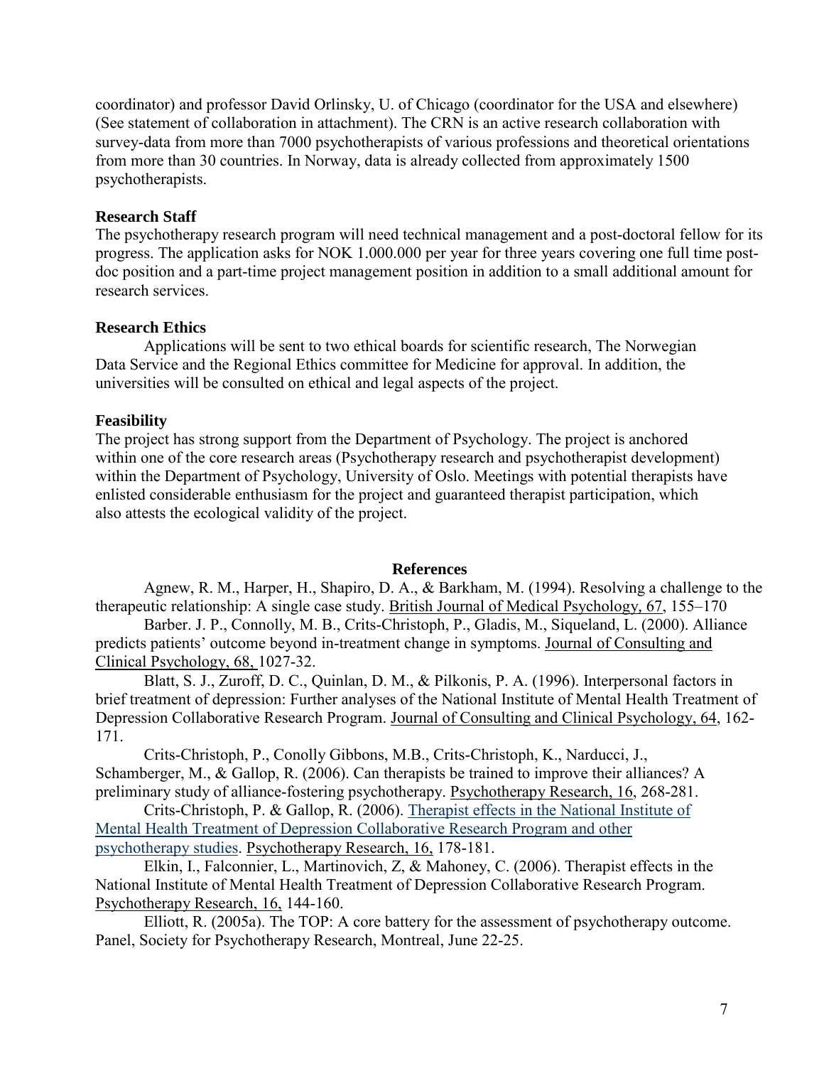coordinator) and professor David Orlinsky, U. of Chicago (coordinator for the USA and elsewhere) (See statement of collaboration in attachment). The CRN is an active research collaboration with survey-data from more than 7000 psychotherapists of various professions and theoretical orientations from more than 30 countries. In Norway, data is already collected from approximately 1500 psychotherapists.

**Research Staff**

The psychotherapy research program will need technical management and a post-doctoral fellow for its progress. The application asks for NOK 1.000.000 per year for three years covering one full time post-doc position and a part-time project management position in addition to a small additional amount for research services.

**Research Ethics**

Applications will be sent to two ethical boards for scientific research, The Norwegian Data Service and the Regional Ethics committee for Medicine for approval. In addition, the universities will be consulted on ethical and legal aspects of the project.

**Feasibility**

The project has strong support from the Department of Psychology. The project is anchored within one of the core research areas (Psychotherapy research and psychotherapist development) within the Department of Psychology, University of Oslo. Meetings with potential therapists have enlisted considerable enthusiasm for the project and guaranteed therapist participation, which also attests the ecological validity of the project.

**References**

Agnew, R. M., Harper, H., Shapiro, D. A., & Barkham, M. (1994). Resolving a challenge to the therapeutic relationship: A single case study. British Journal of Medical Psychology, 67, 155–170

Barber. J. P., Connolly, M. B., Crits-Christoph, P., Gladis, M., Siqueland, L. (2000). Alliance predicts patients' outcome beyond in-treatment change in symptoms. Journal of Consulting and Clinical Psychology, 68, 1027-32.

Blatt, S. J., Zuroff, D. C., Quinlan, D. M., & Pilkonis, P. A. (1996). Interpersonal factors in brief treatment of depression: Further analyses of the National Institute of Mental Health Treatment of Depression Collaborative Research Program. Journal of Consulting and Clinical Psychology, 64, 162-171.

Crits-Christoph, P., Conolly Gibbons, M.B., Crits-Christoph, K., Narducci, J., Schamberger, M., & Gallop, R. (2006). Can therapists be trained to improve their alliances? A preliminary study of alliance-fostering psychotherapy. Psychotherapy Research, 16, 268-281.

Crits-Christoph, P. & Gallop, R. (2006). Therapist effects in the National Institute of Mental Health Treatment of Depression Collaborative Research Program and other psychotherapy studies. Psychotherapy Research, 16, 178-181.

Elkin, I., Falconnier, L., Martinovich, Z, & Mahoney, C. (2006). Therapist effects in the National Institute of Mental Health Treatment of Depression Collaborative Research Program. Psychotherapy Research, 16, 144-160.

Elliott, R. (2005a). The TOP: A core battery for the assessment of psychotherapy outcome. Panel, Society for Psychotherapy Research, Montreal, June 22-25.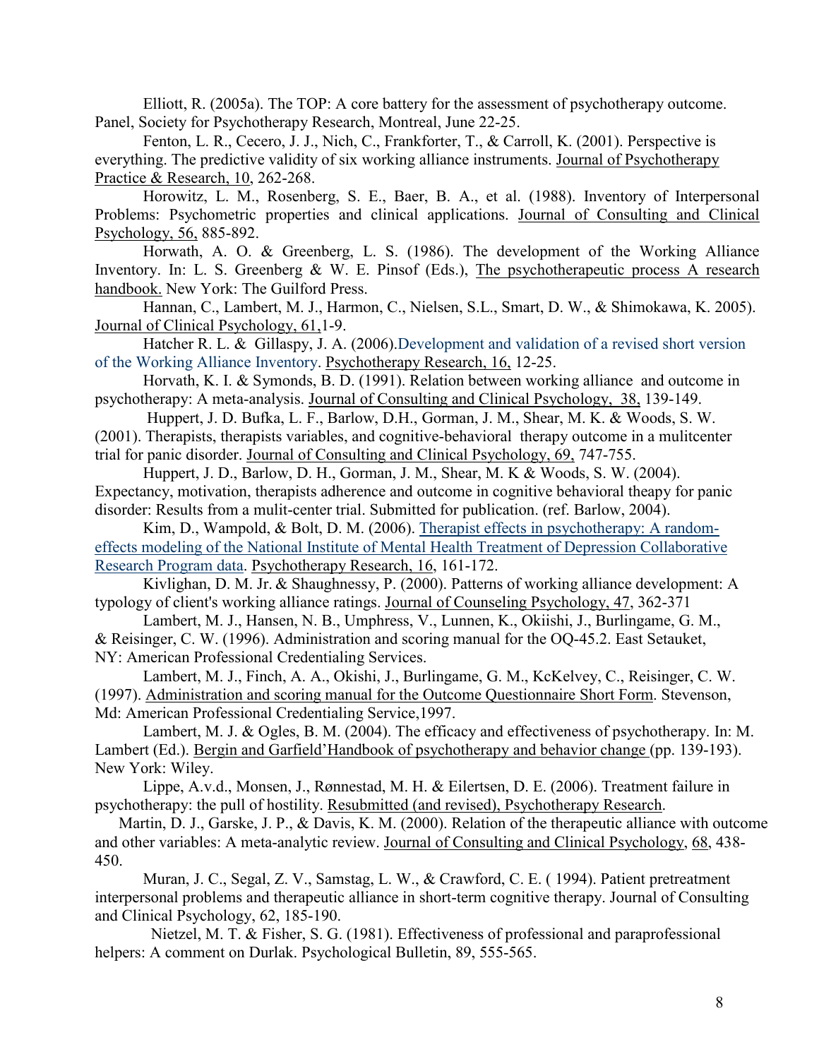Elliott, R. (2005a). The TOP: A core battery for the assessment of psychotherapy outcome. Panel, Society for Psychotherapy Research, Montreal, June 22-25.

Fenton, L. R., Cecero, J. J., Nich, C., Frankforter, T., & Carroll, K. (2001). Perspective is everything. The predictive validity of six working alliance instruments. Journal of Psychotherapy Practice & Research, 10, 262-268.

Horowitz, L. M., Rosenberg, S. E., Baer, B. A., et al. (1988). Inventory of Interpersonal Problems: Psychometric properties and clinical applications. Journal of Consulting and Clinical Psychology, 56, 885-892.

Horwath, A. O. & Greenberg, L. S. (1986). The development of the Working Alliance Inventory. In: L. S. Greenberg & W. E. Pinsof (Eds.), The psychotherapeutic process A research handbook. New York: The Guilford Press.

Hannan, C., Lambert, M. J., Harmon, C., Nielsen, S.L., Smart, D. W., & Shimokawa, K. 2005). Journal of Clinical Psychology, 61,1-9.

Hatcher R. L. & Gillaspy, J. A. (2006).Development and validation of a revised short version of the Working Alliance Inventory. Psychotherapy Research, 16, 12-25.

Horvath, K. I. & Symonds, B. D. (1991). Relation between working alliance and outcome in psychotherapy: A meta-analysis. Journal of Consulting and Clinical Psychology, 38, 139-149.

Huppert, J. D. Bufka, L. F., Barlow, D.H., Gorman, J. M., Shear, M. K. & Woods, S. W. (2001). Therapists, therapists variables, and cognitive-behavioral therapy outcome in a mulitcenter trial for panic disorder. Journal of Consulting and Clinical Psychology, 69, 747-755.

Huppert, J. D., Barlow, D. H., Gorman, J. M., Shear, M. K & Woods, S. W. (2004). Expectancy, motivation, therapists adherence and outcome in cognitive behavioral theapy for panic disorder: Results from a mulit-center trial. Submitted for publication. (ref. Barlow, 2004).

Kim, D., Wampold, & Bolt, D. M. (2006). Therapist effects in psychotherapy: A random-effects modeling of the National Institute of Mental Health Treatment of Depression Collaborative Research Program data. Psychotherapy Research, 16, 161-172.

Kivlighan, D. M. Jr. & Shaughnessy, P. (2000). Patterns of working alliance development: A typology of client's working alliance ratings. Journal of Counseling Psychology, 47, 362-371

Lambert, M. J., Hansen, N. B., Umphress, V., Lunnen, K., Okiishi, J., Burlingame, G. M., & Reisinger, C. W. (1996). Administration and scoring manual for the OQ-45.2. East Setauket, NY: American Professional Credentialing Services.

Lambert, M. J., Finch, A. A., Okishi, J., Burlingame, G. M., KcKelvey, C., Reisinger, C. W. (1997). Administration and scoring manual for the Outcome Questionnaire Short Form. Stevenson, Md: American Professional Credentialing Service,1997.

Lambert, M. J. & Ogles, B. M. (2004). The efficacy and effectiveness of psychotherapy. In: M. Lambert (Ed.). Bergin and Garfield'Handbook of psychotherapy and behavior change (pp. 139-193). New York: Wiley.

Lippe, A.v.d., Monsen, J., Rønnestad, M. H. & Eilertsen, D. E. (2006). Treatment failure in psychotherapy: the pull of hostility. Resubmitted (and revised), Psychotherapy Research.

Martin, D. J., Garske, J. P., & Davis, K. M. (2000). Relation of the therapeutic alliance with outcome and other variables: A meta-analytic review. Journal of Consulting and Clinical Psychology, 68, 438-450.

Muran, J. C., Segal, Z. V., Samstag, L. W., & Crawford, C. E. ( 1994). Patient pretreatment interpersonal problems and therapeutic alliance in short-term cognitive therapy. Journal of Consulting and Clinical Psychology, 62, 185-190.

Nietzel, M. T. & Fisher, S. G. (1981). Effectiveness of professional and paraprofessional helpers: A comment on Durlak. Psychological Bulletin, 89, 555-565.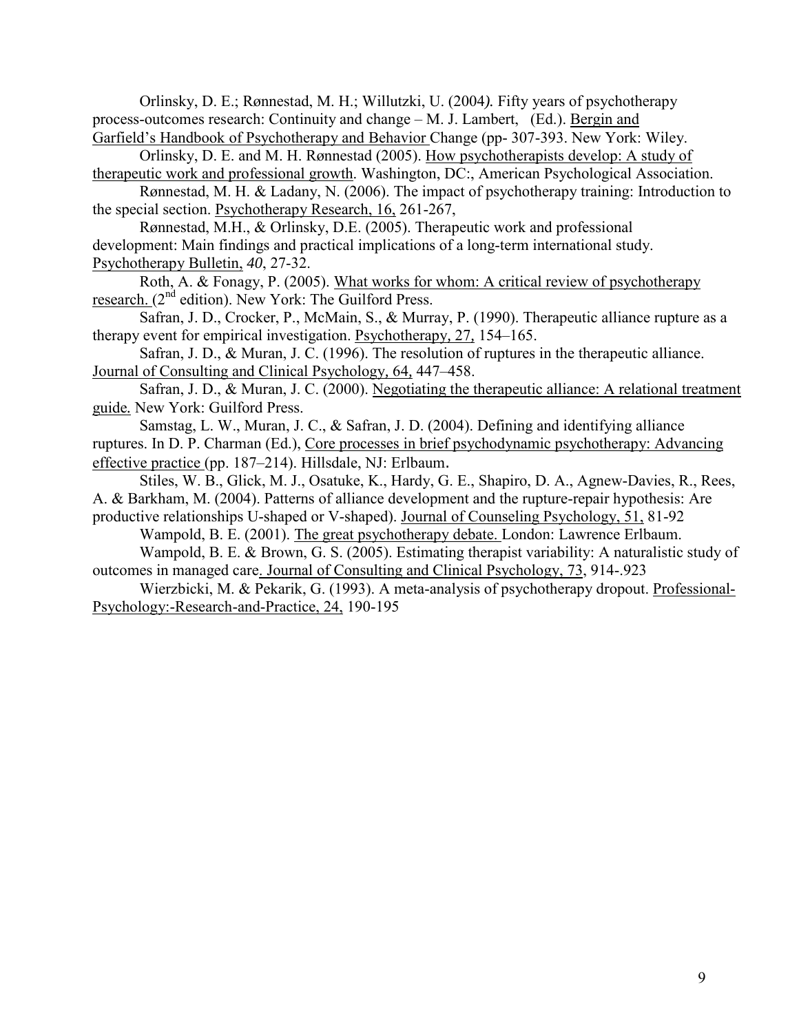Orlinsky, D. E.; Rønnestad, M. H.; Willutzki, U. (2004*).* Fifty years of psychotherapy process-outcomes research: Continuity and change – M. J. Lambert,  (Ed.). Bergin and Garfield's Handbook of Psychotherapy and Behavior Change (pp- 307-393. New York: Wiley.

Orlinsky, D. E. and M. H. Rønnestad (2005). How psychotherapists develop: A study of therapeutic work and professional growth. Washington, DC:, American Psychological Association.

Rønnestad, M. H. & Ladany, N. (2006). The impact of psychotherapy training: Introduction to the special section. Psychotherapy Research, 16, 261-267,

Rønnestad, M.H., & Orlinsky, D.E. (2005). Therapeutic work and professional development: Main findings and practical implications of a long-term international study. Psychotherapy Bulletin, *40*, 27-32.

Roth, A. & Fonagy, P. (2005). What works for whom: A critical review of psychotherapy research. (2nd edition). New York: The Guilford Press.

Safran, J. D., Crocker, P., McMain, S., & Murray, P. (1990). Therapeutic alliance rupture as a therapy event for empirical investigation. Psychotherapy, 27, 154–165.

Safran, J. D., & Muran, J. C. (1996). The resolution of ruptures in the therapeutic alliance. Journal of Consulting and Clinical Psychology, 64, 447–458.

Safran, J. D., & Muran, J. C. (2000). Negotiating the therapeutic alliance: A relational treatment guide. New York: Guilford Press.

Samstag, L. W., Muran, J. C., & Safran, J. D. (2004). Defining and identifying alliance ruptures. In D. P. Charman (Ed.), Core processes in brief psychodynamic psychotherapy: Advancing effective practice (pp. 187–214). Hillsdale, NJ: Erlbaum.

Stiles, W. B., Glick, M. J., Osatuke, K., Hardy, G. E., Shapiro, D. A., Agnew-Davies, R., Rees, A. & Barkham, M. (2004). Patterns of alliance development and the rupture-repair hypothesis: Are productive relationships U-shaped or V-shaped). Journal of Counseling Psychology, 51, 81-92

Wampold, B. E. (2001). The great psychotherapy debate. London: Lawrence Erlbaum.

Wampold, B. E. & Brown, G. S. (2005). Estimating therapist variability: A naturalistic study of outcomes in managed care. Journal of Consulting and Clinical Psychology, 73, 914-.923

Wierzbicki, M. & Pekarik, G. (1993). A meta-analysis of psychotherapy dropout. Professional-Psychology:-Research-and-Practice, 24, 190-195